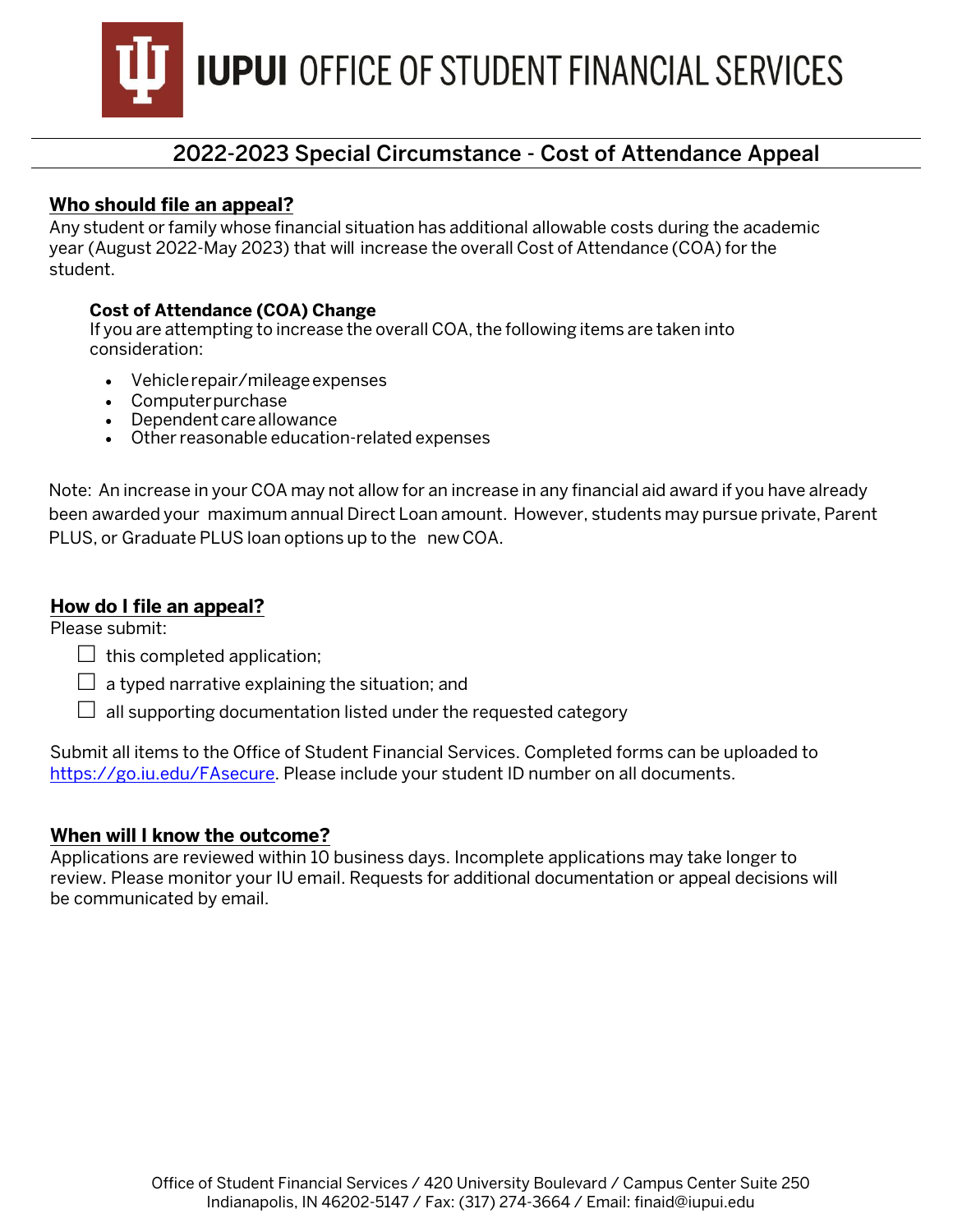# IUPUI OFFICE OF STUDENT FINANCIAL SERVICES

## 2022-2023 Special Circumstance - Cost of Attendance Appeal

### Who should file an appeal?

Any student or family whose financial situation has additional allowable costs during the academic year (August 2022-May 2023) that will increase the overall Cost of Attendance (COA) for the student.

**Cost of Attendance (COA) Change**

If you are attempting to increase the overall COA, the following items are taken into consideration:

- Vehicle repair/mileage expenses
- Computer purchase
- Dependent care allowance
- Other reasonable education-related expenses

Note: An increase in your COA may not allow for an increase in any financial aid award if you have already been awarded your maximum annual Direct Loan amount. However, students may pursue private, Parent PLUS, or Graduate PLUS loan options up to the new COA.

### How do I file an appeal?

Please submit:

- ☐ this completed application;
- ☐ a typed narrative explaining the situation; and
- ☐ all supporting documentation listed under the requested category

Submit all items to the Office of Student Financial Services. Completed forms can be uploaded to https://go.iu.edu/FAsecure. Please include your student ID number on all documents.

### When will I know the outcome?

Applications are reviewed within 10 business days. Incomplete applications may take longer to review. Please monitor your IU email. Requests for additional documentation or appeal decisions will be communicated by email.

Office of Student Financial Services / 420 University Boulevard / Campus Center Suite 250
Indianapolis, IN 46202-5147 / Fax: (317) 274-3664 / Email: finaid@iupui.edu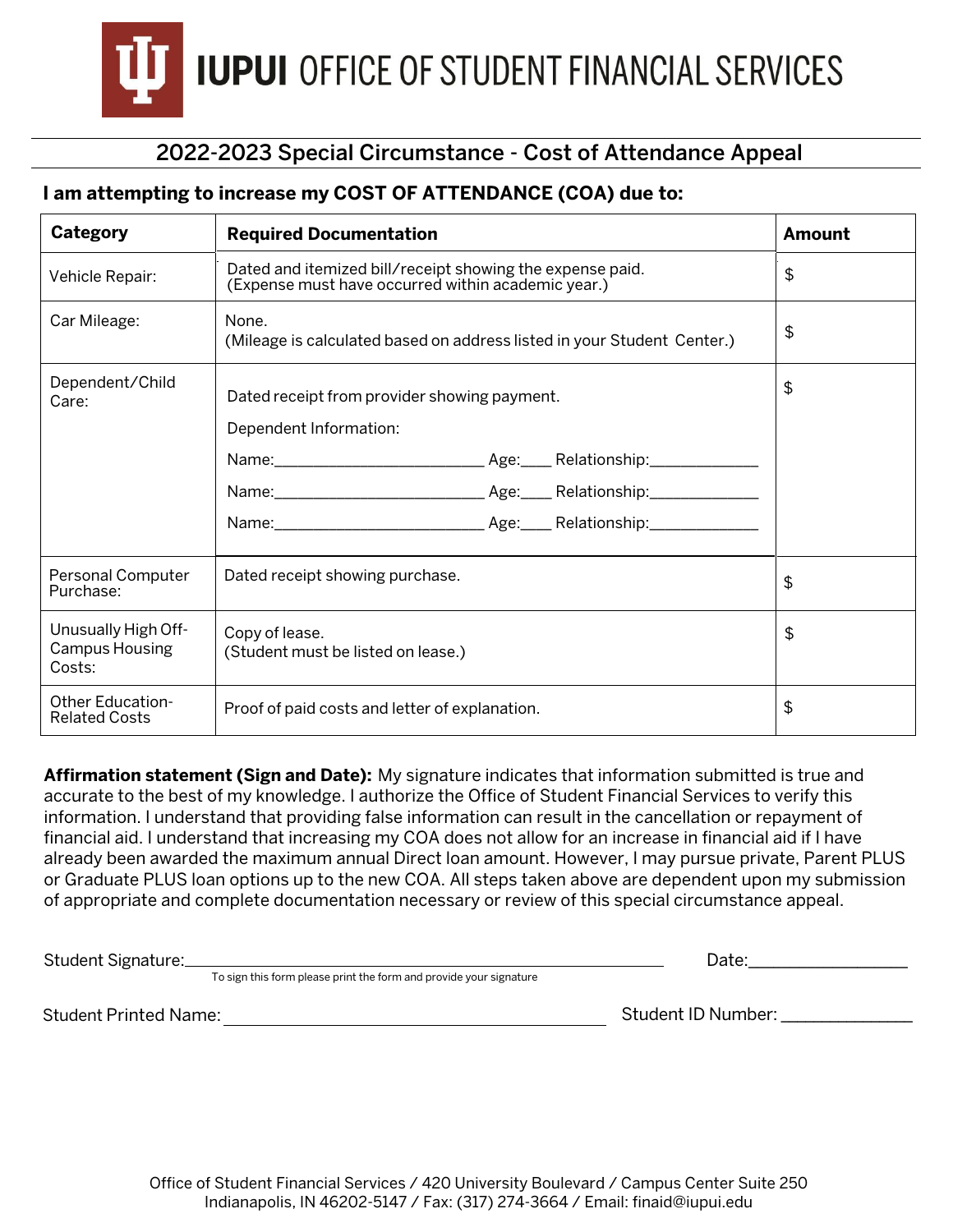# IUPUI OFFICE OF STUDENT FINANCIAL SERVICES

## 2022-2023 Special Circumstance - Cost of Attendance Appeal

**I am attempting to increase my COST OF ATTENDANCE (COA) due to:**

| Category | Required Documentation | Amount |
|---|---|---|
| Vehicle Repair: | Dated and itemized bill/receipt showing the expense paid. (Expense must have occurred within academic year.) | $ |
| Car Mileage: | None. (Mileage is calculated based on address listed in your Student Center.) | $ |
| Dependent/Child Care: | Dated receipt from provider showing payment.<br>Dependent Information:<br>Name:________________________ Age:____ Relationship:____________<br>Name:________________________ Age:____ Relationship:____________<br>Name:________________________ Age:____ Relationship:____________ | $ |
| Personal Computer Purchase: | Dated receipt showing purchase. | $ |
| Unusually High Off-Campus Housing Costs: | Copy of lease. (Student must be listed on lease.) | $ |
| Other Education-Related Costs | Proof of paid costs and letter of explanation. | $ |

**Affirmation statement (Sign and Date):** My signature indicates that information submitted is true and accurate to the best of my knowledge. I authorize the Office of Student Financial Services to verify this information. I understand that providing false information can result in the cancellation or repayment of financial aid. I understand that increasing my COA does not allow for an increase in financial aid if I have already been awarded the maximum annual Direct loan amount. However, I may pursue private, Parent PLUS or Graduate PLUS loan options up to the new COA. All steps taken above are dependent upon my submission of appropriate and complete documentation necessary or review of this special circumstance appeal.

Student Signature:____________________________________________ Date:________________

To sign this form please print the form and provide your signature

Student Printed Name: ____________________________________ Student ID Number: ______________

Office of Student Financial Services / 420 University Boulevard / Campus Center Suite 250
Indianapolis, IN 46202-5147 / Fax: (317) 274-3664 / Email: finaid@iupui.edu